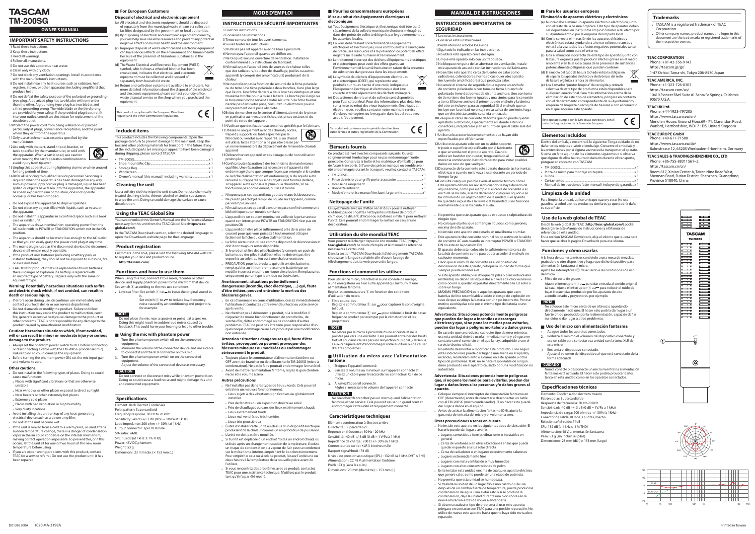# TASCAM TM-200SG

## OWNER'S MANUAL

### IMPORTANT SAFETY INSTRUCTIONS

1 Read these instructions.
2 Keep these instructions.
3 Heed all warnings.
4 Follow all instructions.
5 Do not use this apparatus near water.
6 Clean only with dry cloth.
7 Do not block any ventilation openings. Install in accordance with the manufacturer's instructions.
8 Do not install near any heat sources such as radiators, heat registers, stoves, or other apparatus (including amplifiers) that produce heat.
9 Do not defeat the safety purpose of the polarized or grounding-type plug. A polarized plug has two blades with one wider than the other. A grounding type plug has two blades and a third grounding prong. The wide blade or the third prong are provided for your safety. If the provided plug does not fit into your outlet, consult an electrician for replacement of the obsolete outlet.
10 Protect the power cord from being walked on or pinched particularly at plugs, convenience receptacles, and the point where they exit from the apparatus.
11 Only use attachments/accessories specified by the manufacturer.
12 Use only with the cart, stand, tripod, bracket, or table specified by the manufacturer, or sold with the apparatus. When a cart is used, use caution when moving the cart/apparatus combination to avoid injury from tip-over.
13 Unplug this apparatus during lightning storms or when unused for long periods of time.
14 Refer all servicing to qualified service personnel. Servicing is required when the apparatus has been damaged in any way, such as power-supply cord or plug is damaged, liquid has been spilled or objects have fallen into the apparatus, the apparatus has been exposed to rain or moisture, does not operate normally, or has been dropped.

- Do not expose this apparatus to drips or splashes.
- Do not place any objects filled with liquids, such as vases, on the apparatus.
- Do not install this apparatus in a confined space such as a book case or similar unit.
- The apparatus draws nominal non-operating power from the AC outlet with its POWER or STANDBY/ON switch not in the ON position.
- The apparatus should be located close enough to the AC outlet so that you can easily grasp the power cord plug at any time.
- The mains plug is used as the disconnect device, the disconnect device shall remain readily operable.
- If the product uses batteries (including a battery pack or installed batteries), they should not be exposed to sunshine, fire or excessive heat.
- CAUTION for products that use replaceable lithium batteries: there is danger of explosion if a battery is replaced with an incorrect type of battery. Replace only with the same or equivalent type.

**Warning: Potentially hazardous situations such as fire and electric shock which, if not avoided, can result in death or serious injury.**

- If errors occur during use, discontinue use immediately and contact your local dealer or our service department.
- Do not dismantle or modify the product. Failure to follow this instruction may cause the product to malfunction, catch fire, generate excessive heat,cause damage to the product or other problems. TEAC is not responsible for any damage to the product caused by unauthorized modification.

**Caution: Hazardous situations which, if not avoided, will or can result in minor or moderate injury or serious damage to the product.**

- Always set the phantom power switch to OFF before connecting or disconnecting a cable with the TM-200SG (condenser mic). Failure to do so could damage the equipment.
- Before turning the phantom power ON, set the mic input gain and volume to zero.

**Other cautions**

- Do not install in the following types of places. Doing so could cause malfunctions.
  - Places with significant vibrations or that are otherwise unstable
  - Near windows or other places exposed to direct sunlight
  - Near heaters or other extremely hot places
  - Extremely cold places
  - Places with bad ventilation or high humidity
  - Very dusty locations
- Avoid installing this unit on top of any heat-generating electrical device such as a power amplifier.
- Do not let the unit become wet.
- If the unit is moved from a cold to a warm place, or used after a sudden temperature change, there is a danger of condensation; vapor in the air could condense on the internal mechanism, making correct operation impossible. To prevent this, or if this occurs, let the unit sit for one or two hours at the new room temperature before using.
- If you are experiencing problems with this product, contact TEAC for a service referral. Do not use the product until it has been repaired.

### For European Customers

**Disposal of electrical and electronic equipment**

(a) All electrical and electronic equipment should be disposed of separately from the municipal waste stream via collection facilities designated by the government or local authorities.
(b) By disposing of electrical and electronic equipment correctly, you will help save valuable resources and prevent any potential negative effects on human health and the environment.
(c) Improper disposal of waste electrical and electronic equipment can have serious effects on the environment and human health because of the presence of hazardous substances in the equipment.
(d) The Waste Electrical and Electronic Equipment (WEEE) symbol, which shows a wheeled bin that has been crossed out, indicates that electrical and electronic equipment must be collected and disposed of separately from household waste.
(e) Return and collection systems are available to end users. For more detailed information about the disposal of old electrical and electronic equipment, please contact your city office, waste disposal service or the shop where you purchased the equipment.

This product complies with the European Directives request and the other Commission Regulations.

### Included items

This product includes the following components. Open the package carefully to prevent damage to the main unit. Keep the box and other packing materials for transport in the future. If any of the included parts are missing or appear to have been damaged during shipping, please contact TASCAM.

- TM-200SG.......................................x 1
- Shoe-mount Mic Clip........................x 1
- Storage Bag.....................................x 1
- Windscreen......................................x 1
- Owner's manual (this manual) including warranty ..................x 1

### Cleaning the unit

Use a soft dry cloth to wipe the unit clean. Do not use chemically-treated cleaning cloths, thinner, alcohol or similar substances to wipe the unit. Doing so could damage the surface or cause discoloration.

### Using the TEAC Global Site

You can download this Owner's Manual and the Reference Manual necessary for this unit from the TEAC Global Site (**http://teac-global.com/**).

In the TASCAM Downloads section, select the desired language to open the Downloads website page for that language.

### Product registration

Customers in the USA, please visit the following TASCAM website to register your TASCAM product online.

**http://tascam.com/**

### Functions and how to use them

When using this mic, connect it to a mixer, recorder or other device, and supply phantom power to the mic from that device. Set switch ① according to the mic use conditions

- Low-cut filter: Set switch ① to ━ to input the original sound as is.
  Set switch ① to ⌐ to reduce low-frequency noise caused by air conditioning and projectors, for example.

**NOTE**

Do not place the mic near a speaker or point it at a speaker. Doing this might result in sudden loud noises caused by feedback. This could harm your hearing or lead to other trouble.

#### Using the mic with phantom power

1. Turn the phantom power switch off on the connected equipment.
2. Minimize the volume of the connected device and use a cable to connect it and the XLR connector on this mic.
3. Turn the phantom power switch on on the connected equipment.
   Adjust the volume of the connected device as necessary.

**CAUTION**

Do not connect or disconnect mics while phantom power is on. Doing so could cause a loud noise and might damage this unit and connected equipment.

### Specifications

Element: Back Electret Condenser
Polar pattern: Supercardioid
Frequency response: 30 Hz to 20 kHz
Sensitivity: -40 dB +/- 3 dB (0 bB = 1V/Pa at 1kHz)
Load impedance: 200 ohm +/- 30% (at 1kHz)
Output connector: 3pin XLR male
S/N ratio: 74dB
SPL: 132dB (at 1kHz ≤ 1% THD)
Power: 48V DC,phantom
Weight: 53 g
Dimensions: 23 mm (dia.) × 153 mm (L)

## MODE D'EMPLOI

### INSTRUCTIONS DE SÉCURITÉ IMPORTANTES

1 Lisez ces instructions.
2 Conservez ces instructions.
3 Tenez compte de tous les avertissements.
4 Suivez toutes les instructions.
5 N'utilisez pas cet appareil avec de l'eau à proximité.
6 Ne nettoyez l'appareil qu'avec un chiffon sec.
7 Ne bloquez aucune ouverture de ventilation. Installez-le conformément aux instructions du fabricant.
8 N'installez pas l'appareil près de sources de chaleur telles que des radiateurs, bouches de chauffage, poêles ou autres appareils (y compris des amplificateurs) produisant de la chaleur.
9 Ne neutralisez pas la fonction de sécurité de la fiche polarisée ou de terre. Une fiche polarisée a deux broches, l'une plus large que l'autre. Une fiche de terre a deux broches identiques et une troisième broche pour la mise à la terre. La broche plus large ou la troisième broche servent à votre sécurité. Si la fiche fournie n'entre pas dans votre prise, consultez un électricien pour le remplacement de la prise obsolète.
10 Évitez de marcher sur le cordon d'alimentation et de le pincer, en particulier au niveau des fiches, des prises secteur, et du point de sortie de l'appareil.
11 N'utilisez que des fixations/accessoires spécifiés par le fabricant.
12 Utilisez-le uniquement avec des chariots, socles, trépieds, supports ou tables spécifiés par le fabricant ou vendus avec l'appareil. Si un chariot est utilisé, faites attention à ne pas être blessé par un renversement lors du déplacement de l'ensemble chariot/appareil.
13 Débranchez cet appareil en cas d'orage ou de non utilisation prolongée.
14 Confiez toute réparation à des techniciens de maintenance qualifiés. Une réparation est nécessaire si l'appareil a été endommagé d'une quelconque façon, par exemple si le cordon ou la fiche d'alimentation est endommagé, si du liquide a été renversé sur l'appareil ou si des objets sont tombés dedans, si l'appareil a été exposé à la pluie ou à l'humidité, s'il ne fonctionne pas normalement, ou s'il est tombé.

- N'exposez pas cet appareil aux gouttes ni aux éclaboussures.
- Ne placez pas d'objet rempli de liquide sur l'appareil, comme par exemple un vase.
- N'installez pas cet appareil dans un espace confiné comme une bibliothèque ou un meuble similaire.
- L'appareil tire un courant nominal de veille de la prise secteur quand son interrupteur POWER ou STANDBY/ON n'est pas en position ON.
- L'appareil doit être placé suffisamment près de la prise de courant pour que vous puissiez à tout moment attraper facilement la fiche du cordon d'alimentation.
- La fiche secteur est utilisée comme dispositif de déconnexion et doit donc toujours rester disponible.
- Si le produit utilise des piles/batteries (y compris un pack de batteries ou des piles installées), elles ne doivent pas être exposées au soleil, au feu ou à une chaleur excessive.
- PRÉCAUTION pour les produits qui utilisent des batteries remplaçables au lithium : remplacer une batterie par un modèle incorrect entraîne un risque d'explosion. Remplacez-les uniquement par un type identique ou équivalent.

**Avertissement : situations potentiellement dangereuses (incendie, choc électrique, …) qui, faute d'être évitées, peuvent entraîner la mort ou des blessures graves.**

- En cas d'anomalie en cours d'utilisation, cessez immédiatement l'utilisation et contactez votre revendeur local ou votre service après-vente.
- Ne cherchez pas à démonter le produit, ni à le modifier. Il risquerait de moins bien fonctionner, de prendre feu, de surchauffer, d'être endommagé ou de connaître d'autres problèmes. TEAC ne peut pas être tenu pour responsable d'un quelconque dommage causé à ce produit par une modification non autorisée.

**Attention : situations dangereuses qui, faute d'être évitées, provoquent ou peuvent provoquer des blessures mineures ou modérées ou endommager sérieusement le produit.**

- Toujours placer le commutateur d'alimentation fantôme sur OFF avant de brancher ou de débrancher le TM-200SG (micro à condensateur). Ne pas le faire pourrait endommager le matériel.
- Avant de mettre l'alimentation fantôme, réglez le gain d'entrée micro et le volume à zéro.

**Autres précautions**

- Ne l'installez pas dans les types de lieu suivants. Cela pourrait entraîner un mauvais fonctionnement.
  - Lieux sujets à des vibrations significatives ou globalement instables
  - Près de fenêtres ou en exposition directe au soleil
  - Près de chauffages ou dans des lieux extrêmement chauds
  - Lieux extrêmement froids
  - Lieux mal ventilés ou très humides
  - Lieux très poussiéreux
- Évitez d'installer cette unité au-dessus d'un dispositif électrique produisant de la chaleur comme un amplificateur de puissance.
- L'unité ne doit pas être mouillée.
- Si l'unité est déplacée d'un endroit froid à un endroit chaud, ou utilisée après un changement soudain de température, il existe un risque de condensation ; la vapeur de l'air peut se condenser sur le mécanisme interne, empêchant le bon fonctionnement. Pour empêcher cela ou si cela se produit, laissez l'unité une ou deux heures à la température de la nouvelle pièce avant de l'utiliser.
- Si vous rencontrez des problèmes avec ce produit, contactez TEAC pour une assistance technique. N'utilisez pas le produit tant qu'il n'a pas été réparé.

### Pour les consommateurs européens

**Mise au rebut des équipements électriques et électroniques**

(a) Tout équipement électrique et électronique doit être traité séparément de la collecte municipale d'ordures ménagères dans des points de collecte désignés par le gouvernement ou les autorités locales.
(b) En vous débarrassant correctement des équipements électriques et électroniques, vous contribuerez à la sauvegarde de précieuses ressources et à la prévention de potentiels effets négatifs sur la santé humaine et l'environnement.
(c) Le traitement incorrect des déchets d'équipements électriques et électroniques peut avoir des effets graves sur l'environnement et la santé humaine en raison de la présence de substances dangereuses dans les équipements.
(d) Le symbole de déchets d'équipements électriques et électroniques (DEEE), qui représente une poubelle sur roues barrée d'une croix, indique que l'équipement électrique et électronique doit être collecté et traité séparément des déchets ménagers.
(e) Des systèmes de retour et de collecte sont disponibles pour l'utilisateur final. Pour des informations plus détaillées sur la mise au rebut des vieux équipements électriques et électroniques, veuillez contacter votre mairie, le service d'ordures ménagères ou le magasin dans lequel vous avez acquis l'équipement.

Ce produit est conforme aux impératifs des directives européennes et autres règlements de la Commission.

### Éléments fournis

Ce produit est livré avec les composants suivants. Ouvrez soigneusement l'emballage pour ne pas endommager l'unité principale. Conservez la boîte et les matériaux d'emballage pour de futurs transports. Si l'une des pièces manque ou semble avoir été endommagée durant le transport, veuillez contacter TASCAM.

- TM-200SG.......................................x 1
- Pince de micro pour griffe porte-accessoire ......................x 1
- Housse de rangement.......................x 1
- Bonnette antivent.............................x 1
- Mode d'emploi (ce manuel) incluant la garantie...................x1

### Nettoyage de l'unité

Essuyez l'unité avec un chiffon sec et doux pour la nettoyer. N'utilisez pas de lingettes nettoyantes imbibées de produit chimique, de diluant, d'alcool ou substance similaire pour nettoyer l'unité. Cela pourrait endommager la surface ou causer une décoloration.

### Utilisation du site mondial TEAC

Vous pouvez télécharger depuis le site mondial TEAC (**http://teac-global.com/**) ce mode d'emploi et le manuel de référence nécessaires à cette unité.

Dans la section TASCAM Downloads (Téléchargements TASCAM), cliquez sur la langue souhaitée afin d'ouvrir la page de téléchargement du site web pour cette langue.

### Fonctions et comment les utiliser

Pour utiliser ce micro, branchez-le à une console de mixage, à un enregistreur ou à un autre appareil qui lui fournira une alimentation fantôme.

Réglez les commutateurs ① en fonction des conditions d'utilisation du micro.

- Filtre coupe-bas :
  Réglez le commutateur ① sur ━ pour capturer le son d'origine tel quel.
  Réglez le commutateur ① sur ⌐ pour réduire le bruit de basse fréquence produit par exemple par la climatisation et les projecteurs.

**NOTE**

Ne placez pas le micro à proximité d'une enceinte et ne le pointez pas vers une enceinte. Cela pourrait entraîner des bruits forts et soudains causés par une réinjection du signal (« larsen »). Ceux-ci risqueraient d'endommager votre audition ou de causer d'autres problèmes.

#### Utilisation du micro avec l'alimentation fantôme

1. Éteignez l'appareil connecté.
2. Baissez le volume au minimum sur l'appareil connecté et utilisez un câble pour le raccorder au connecteur XLR de ce micro.
3. Allumez l'appareil connecté.
   Réglez si nécessaire le volume de l'appareil connecté.

**ATTENTION**

Ne branchez/débranchez pas un micro quand l'alimentation fantôme est en service. Cela pourrait causer un grand bruit et endommager cette unité et l'équipement connecté.

### Caractéristiques techniques

Élément : condensateur à électret arrière
Directivité : Supercardioïde
Réponse en fréquence : 30 Hz - 20 kHz
Sensibilité : -40 dB +/-3 dB (0 dB = 1 V/Pa à 1 kHz)
Impédance de charge : 200 Ω +/- 30% (à 1 kHz)
Connecteur de sortie : XLR 3 broches mâle
Rapport signal/bruit : 74 dB
Niveau de pression acoustique (SPL) : 132 dB (à 1 kHz, DHT ≤ 1 %)
Alimentation : CC 48 V, alimentation fantôme
Poids : 53 g (sans les piles)
Dimensions : 23 mm (diamètre) × 153 mm (L)

## MANUAL DE INSTRUCCIONES

### INSTRUCCIONES IMPORTANTES DE SEGURIDAD

1 Lea estas instrucciones.
2 Conserve estas instrucciones.
3 Preste atención a todos los avisos.
4 Siga todo lo indicado en las instrucciones.
5 No utilice este aparato cerca del agua.
6 Limpie este aparato solo con un trapo seco.
7 No bloquee ninguna de las aberturas de ventilación. Instale este aparato de acuerdo con las instrucciones del fabricante.
8 No instale este aparato cerca de fuentes de calor como radiadores, calentadores, hornos o cualquier otro aparato (incluyendo amplificadores) que produzca calor.
9 No anule el sistema de seguridad que supone un enchufe de corriente polarizado o con toma de tierra. Un enchufe polarizado tiene dos bornes de distinta anchura. Uno con toma de tierra tiene dos bornes iguales y una lámina para la conexión a tierra. El borne ancho del primer tipo de enchufe y la lámina del otro se incluyen para su seguridad. Si el enchufe que se incluye con la unidad no encaja en su salida de corriente, haga que un electricista cambie su salida anticuada.
10 Coloque el cable de corriente de forma que no pueda quedar aplastado o retorcido, especialmente allí donde estén los conectores, receptáculos y en el punto en que el cable sale del aparato.
11 Utilice solo accesorios/complementos que hayan sido especificados por el fabricante.
12 Utilice este aparato solo con un bastidor, soporte, trípode o superficie especificado por el fabricante o que se venda con el propio aparato. Cuando utilice un bastidor con ruedas, tenga cuidado al mover la combinación bastidor/aparato para evitar posibles daños en caso de que vuelquen.
13 Desconecte de la corriente este aparato durante las tormentas eléctricas o cuando no lo vaya a usar durante un periodo de tiempo largo.
14 Consulte cualquier posible avería al servicio técnico oficial. Este aparato deberá ser revisado cuando se haya dañado de alguna forma, como por ejemplo si el cable de corriente o el enchufe se ha roto, si se ha derramado cualquier líquido o se ha introducido un objeto dentro de la unidad, si el aparato ha quedado expuesto a la lluvia o la humedad, si no funciona normalmente o si se ha caído al suelo.

- No permita que este aparato quede expuesto a salpicaduras de ningún tipo.
- No coloque objetos que contengan líquidos, como jarrones, encima de este aparato.
- No instale este aparato encastrado en una librería o similar.
- Este aparato recibe corriente nominal no operativa de la salida de corriente AC aun cuando su interruptor POWER o STANDBY/ON no esté en la posición ON.
- El aparato debe estar colocado lo suficientemente cerca de la salida de corriente como para poder acceder al enchufe en cualquier momento.
- Dado que el enchufe de corriente es el dispositivo de desconexión de este aparato, coloque la unidad de forma que siempre pueda acceder a él.
- Si este aparato utiliza pilas (bloque de pilas o pilas individuales instaladas) no deben ser expuestas a niveles de calor excesivos como ocurre si quedan expuestas directamente a la luz solar o sobre un fuego.
- MÁXIMA PRECAUCIÓN para aquellos aparatos que usen baterías de litio recambiables: existe el riesgo de explosión en caso de que sustituya la batería por un tipo incorrecto. Por ese motivo sustitúyalas solo por el mismo tipo de batería o uno equivalente.

**Advertencia: Situaciones potencialmente peligrosas que pueden dar lugar a incendios o descargas eléctricas y que, si no pone los medios para evitarlas, pueden dar lugar a peligros mortales o a daños graves.**

- En caso de que se produzca cualquier tipo de error mientras usa esta unidad, deje de usarla inmediatamente y póngase en contacto con el comercio en el que la haya adquirido o con el servicio técnico oficial.
- No intente desmontar o modificar este producto. El no seguir estas indicaciones puede dar lugar a una avería en el aparato, incendio, recalentamiento o a daños en este aparato u otros tipos de problemas. TEAC no se hace responsable de ningún daño producido en el aparato causado por una modificación no autorizada.

**Advertencia: Situaciones potencialmente peligrosas que, si no pone los medios para evitarlas, pueden dar lugar a daños leves a las personas y/o daños graves al aparato.**

- Coloque siempre el interruptor de alimentación fantasma en OFF (desactivado) antes de conectar o desconectar un cable con el TM-200SG (micro condensador). El no hacer esto puede dar lugar a daños en el equipo.
- Antes de activar la alimentación fantasma (ON), ajuste la ganancia de entrada del micro y el volumen a cero.

**Otras precauciones a tener en cuenta**

- No instale este aparato en los siguientes tipos de ubicación. El hacerlo puede dar lugar a averías.
  - Lugares sometidos a fuertes vibraciones o inestables en general
  - Cerca de ventanas o en otras ubicaciones en las que pueda quedar expuesto a la luz solar directa
  - Cerca de radiadores o en lugares excesivamente calurosos
  - Lugares extremadamente fríos
  - Lugares con mala ventilación o muy húmedos
  - Lugares con altas concentraciones de polvo
- Evite instalar esta unidad encima de cualquier aparato eléctrico que genere calor, como puede ser una etapa de potencia.
- No permita que esta unidad se humedezca.
- Si traslada la unidad de un lugar frío a uno cálido o si la usa después de un cambio fuerte de temperatura, puede producirse condensación de agua. Para evitar esto o si se produce la condensación, deje la unidad durante una o dos horas en la nueva ubicación antes de volver a encenderla.
- Si observa cualquier tipo de problema al usar este aparato, póngase en contacto con TEAC para una posible reparación. No utilice de nuevo este aparato hasta que no haya sido revisado o reparado.

### Para los usuarios europeos

**Eliminación de aparatos eléctricos y electrónicos**

(a) Nunca debe eliminar un aparato eléctrico o electrónico junto con el resto de la basura orgánica. Este tipo de aparatos deben ser depositados en los "puntos limpios" creados a tal efecto por su Ayuntamiento o por la empresa de limpieza local.
(b) Con la correcta eliminación de los aparatos eléctricos y electrónicos estará ayudando a ahorrar valiosos recursos y evitará a la vez todos los efectos negativos potenciales tanto para la salud como para el entorno.
(c) Una eliminación incorrecta de este tipo de aparatos junto con la basura orgánica puede producir efectos graves en el medio ambiente y en la salud a causa de la presencia de sustancias potencialmente peligrosas que pueden contener.
(d) El símbolo del cubo de basura tachado indica la obligación de separar los aparatos eléctricos y electrónicos del resto de basura orgánica a la hora de eliminarlos.
(e) Los llamados "puntos limpios" de recogida y retirada selectiva de este tipo de productos están disponibles para cualquier usuario final. Para más información acerca de la eliminación de este tipo de elementos, póngase en contacto con el departamento correspondiente de su Ayuntamiento, empresa de limpieza o recogida de basuras o con el comercio en el que adquirió este aparato.

Este aparato cumple con las Directivas europeas y con el resto de Regulaciones de la Comisión Europea.

### Elementos incluidos

Dentro del embalaje encontrará lo siguiente. Tenga cuidado de no dañar estos objetos al abrir el embalaje. Conserve el embalaje y las protecciones por si alguna vez necesita transportar el aparato. Si echa en falta alguno de los elementos siguientes o si observa que alguno de ellos ha resultado dañado durante el transporte, póngase en contacto con TASCAM.

- TM-200SG.......................................x 1
- Pinza de micro para montaje en zapata.............................x 1
- Funda............................................x 1
- Cortavientos....................................x 1
- Manual de instrucciones (este manual) incluyendo garantía ..x 1

### Limpieza de la unidad

Para limpiar la unidad, utilice un trapo suave y seco. No use gasolina, alcohol u otros productos similares ya que podría dañar su superficie.

### Uso de la web global de TEAC

Desde la web global de TEAC (**http://teac-global.com/**) podrá descargarse este Manual de instrucciones y el Manual de referencia de esta unidad.

En la sección TASCAM Downloads, elija el idioma que quiera para hacer que se abra la página Downloads para ese idioma.

### Funciones y cómo usarlas

A la hora de usar este micro, conéctelo a una mesa de mezclas, grabadora u otro dispositivo y haga que dicho dispositivo pase alimentación fantasma al micro.

Ajuste los interruptores ① de acuerdo a las condiciones de uso del micro

- Filtro de corte de graves:
  Ajuste el interruptor ① a ━ para dar entrada al sonido original tal cual. Ajuste el interruptor ① a ⌐ para reducir el ruido de bajas frecuencias producido por los aparatos de aire acondicionado y proyectores, por ejemplo.

**NOTA**

No coloque este micro cerca de un altavoz o apuntando directamente hacia uno. El hacer esto podría dar lugar a un fuerte pitido producido por la realimentación, capaz de dañar sus oídos o dar lugar a otros problemas.

#### Uso del micro con alimentación fantasma

1. Apague todos los aparatos conectados.
2. Reduzca al mínimo el volumen del dispositivo conectado y use un cable para conectar esa unidad con la toma XLR de este micro.
3. Encienda el dispositivo conectado.
   Ajuste el volumen del dispositivo al que esté conectado de la forma adecuada.

**CUIDADO**

Nunca conecte o desconecte un micro mientras la alimentación fantasma está activada. El hacer esto podría provocar daños tanto en esta unidad como en los aparatos conectados.

### Especificaciones técnicas

Elemento: Condensador electreto trasero
Patrón polar: Supercardioide
Respuesta de frecuencia: 30 Hz-20 kHz
Sensibilidad: -40 dB +/- 3 dB (0 dB = 1V/Pa a 1 kHz)
Impedancia de carga: 200 ohmios +/- 30% (a 1kHz)
Conector de salida: XLR de 3 puntas, macho
Relación señal-ruido: 74dB
SPL: 132 dB (a 1 kHz ≤ 1 % THD)
Alimentación: 48 V, alimentación fantasma
Peso: 53 g (sin incluir las pilas)
Dimensiones: 23 mm (diá.) × 153 mm (largo)

### Trademarks

- TASCAM is a registered trademark of TEAC Corporation.
- Other company names, product names and logos in this document are the trademarks or registered trademarks of their respective owners.

**TEAC CORPORATION**
Phone: +81-42-356-9143
https://tascam.jp/jp/
1-47 Ochiai, Tama-shi, Tokyo 206-8530 Japan

**TEAC AMERICA, INC.**
Phone: +1-323-726-0303
https://tascam.com/us/
10410 Pioneer Blvd. Suite #1 Santa Fe Springs, California 90670, U.S.A.

**TEAC UK Ltd.**
Phone: +44-1923-797205
https://www.tascam.eu/en/
Meridien House, Ground Floor,69 - 71, Clarendon Road, Watford, Hertfordshire, WD17 1DS, United Kingdom

**TEAC EUROPE GmbH**
Phone: +49-611-71580
https://www.tascam.eu/de/
Bahnstrasse 12, 65205 Wiesbaden-Erbenheim, Germany

**TEAC SALES & TRADING(SHENZHEN) CO., LTD**
Phone: +86-755-88311561~2
https://tascam.cn/cn/
Room 817, Xinian Center A, Tairan Nine Road West, Shennan Road, Futian District, Shenzhen, Guangdong Province 518040, China

D01383300A 1020-MA-3198A

Printed in Taiwan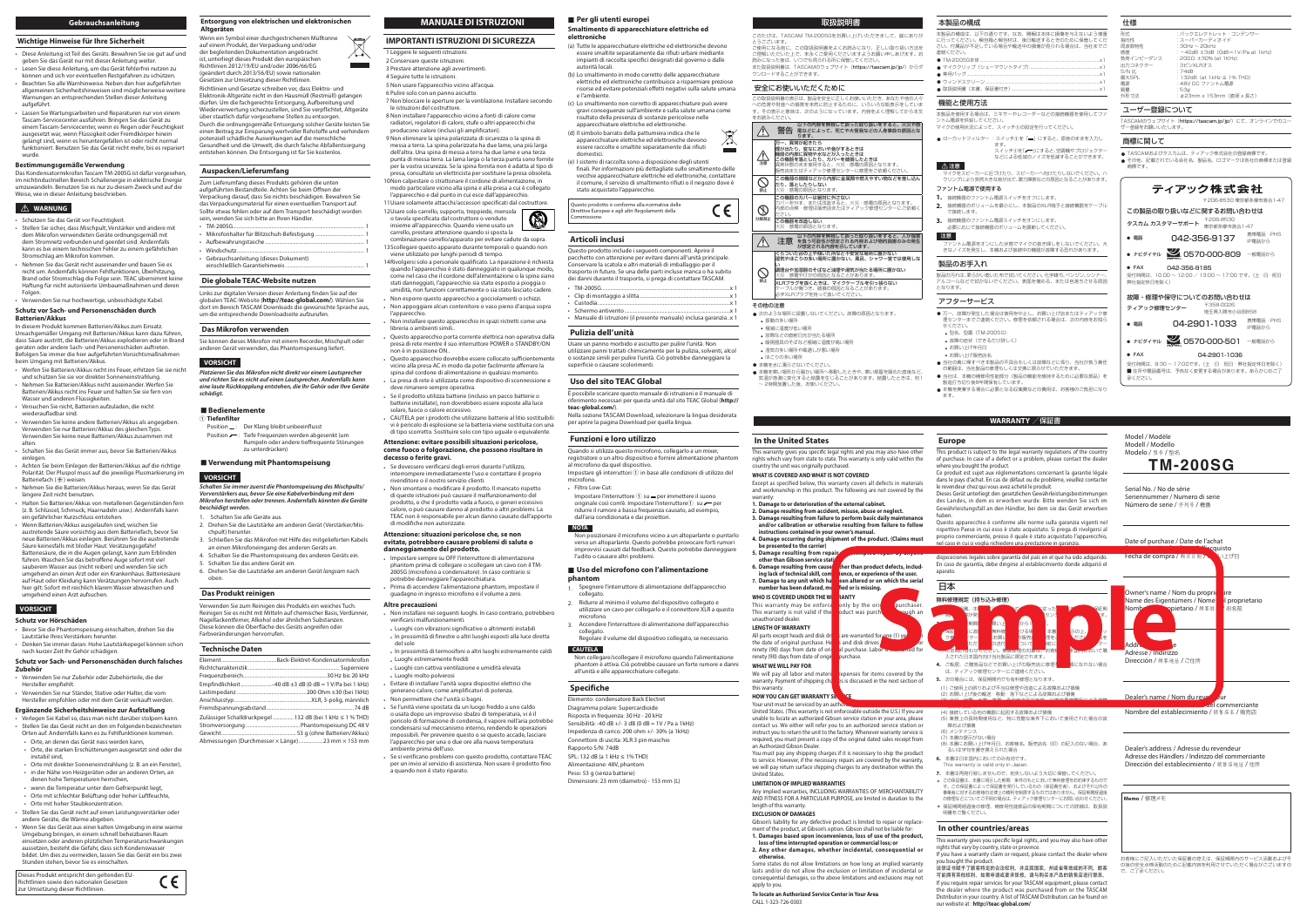## Gebrauchsanleitung

### Wichtige Hinweise für Ihre Sicherheit

- Diese Anleitung ist Teil des Geräts. Bewahren Sie sie gut auf und geben Sie das Gerät nur mit dieser Anleitung weiter.
- Lesen Sie diese Anleitung, um das Gerät fehlerfrei nutzen zu können und sich vor eventuellen Restgefahren zu schützen.
- Beachten Sie alle Warnhinweise. Neben den hier aufgeführten allgemeinen Sicherheitshinweisen sind möglicherweise weitere Warnungen an entsprechenden Stellen dieser Anleitung aufgeführt.
- Lassen Sie Wartungsarbeiten und Reparaturen nur von einem Tascam-Servicecenter ausführen. Bringen Sie das Gerät zu einem Tascam-Servicecenter, wenn es Regen oder Feuchtigkeit ausgesetzt war, wenn Flüssigkeit oder Fremdkörper hinein gelangt sind, wenn es heruntergefallen ist oder nicht normal funktioniert. Benutzen Sie das Gerät nicht mehr, bis es repariert wurde.

### Bestimmungsgemäße Verwendung

Das Kondensatormikrofon Tascam TM-200SG ist dafür vorgesehen, im nichtindustriellen Bereich Schallereignisse in elektrische Energie umzuwandeln. Benutzen Sie es nur zu diesem Zweck und auf die Weise, wie in dieser Anleitung beschrieben.

### ⚠ WARNUNG

- Schützen Sie das Gerät vor Feuchtigkeit.
- Stellen Sie sicher, dass Mischpult, Verstärker und andere mit dem Mikrofon verwendeten Geräte ordnungsgemäß mit dem Stromnetz verbunden und geerdet sind. Andernfalls kann es bei einem technischen Fehler zu einem gefährlichen Stromschlag am Mikrofon kommen.
- Nehmen Sie das Gerät nicht auseinander und bauen Sie es nicht um. Andernfalls können Fehlfunktionen, Überhitzung, Brand oder Stromschlag die Folge sein. TEAC übernimmt keine Haftung für nicht autorisierte Umbaumaßnahmen und deren Folgen.
- Verwenden Sie nur hochwertige, unbeschädigte Kabel.

### Schutz vor Sach- und Personenschäden durch Batterien/Akkus

In diesem Produkt kommen Batterien/Akkus zum Einsatz. Unsachgemäßer Umgang mit Batterien/Akkus kann dazu führen, dass Säure austritt, die Batterien/Akkus explodieren oder in Brand geraten oder andere Sach- und Personenschäden auftreten. Befolgen Sie immer die hier aufgeführten Vorsichtsmaßnahmen beim Umgang mit Batterien/Akkus.

- Werfen Sie Batterien/Akkus nicht ins Feuer, erhitzen Sie sie nicht und schützen Sie sie vor direkter Sonneneinstrahlung.
- Nehmen Sie Batterien/Akkus nicht auseinander. Werfen Sie Batterien/Akkus nicht ins Feuer und halten Sie sie fern von Wasser und anderen Flüssigkeiten.
- Versuchen Sie nicht, Batterien aufzuladen, die nicht wiederaufladbar sind.
- Verwenden Sie keine andere Batterien/Akkus als angegeben. Verwenden Sie nur Batterien/Akkus des gleichen Typs. Verwenden Sie keine neue Batterien/Akkus zusammen mit alten.
- Schalten Sie das Gerät immer aus, bevor Sie Batterien/Akkus einlegen.
- Achten Sie beim Einlegen der Batterien/Akkus auf die richtige Polarität: Der Pluspol muss auf die jeweilige Plusmarkierung im Batteriefach (⊕) weisen.
- Nehmen Sie die Batterien/Akkus heraus, wenn Sie das Gerät längere Zeit nicht benutzen.
- Halten Sie Batterien/Akkus von metallenen Gegenständen fern (z. B. Schlüssel, Schmuck, Haarnadeln usw.). Andernfalls kann ein gefährlicher Kurzschluss entstehen.
- Wenn Batterien/Akkus ausgelaufen sind, wischen Sie austretende Säure vorsichtig aus dem Batteriefach, bevor Sie neue Batterien/Akkus einlegen. Berühren Sie die austretende Säure keinesfalls mit bloßer Haut. Verätzungsgefahr! Batteriesäure, die in die Augen gelangt, kann zum Erblinden führen. Waschen Sie das betroffene Auge sofort mit viel sauberem Wasser aus (nicht reiben) und wenden Sie sich umgehend an einen Arzt oder ein Krankenhaus. Batteriesäure auf Haut oder Kleidung kann Verätzungen hervorrufen. Auch hier gilt: Sofort mit reichlich Wasser abwaschen und umgehend einen Arzt aufsuchen.

### VORSICHT

#### Schutz vor Hörschäden

- Bevor Sie die Phantomspeisung einschalten, drehen Sie die Lautstärke Ihres Verstärkers herunter.
- Denken Sie immer daran: Hohe Lautstärkepegel können schon nach kurzer Zeit Ihr Gehör schädigen.

#### Schutz vor Sach- und Personenschäden durch falsches Zubehör

- Verwenden Sie nur Zubehör oder Zubehörteile, die der Hersteller empfiehlt.
- Verwenden Sie nur Ständer, Stative oder Halter, die vom Hersteller empfohlen oder mit dem Gerät verkauft werden.

#### Ergänzende Sicherheitshinweise zur Aufstellung

- Verlegen Sie Kabel so, dass man nicht darüber stolpern kann.
- Stellen Sie das Gerät nicht an den im Folgenden bezeichneten Orten auf. Andernfalls kann es zu Fehlfunktionen kommen.
  - Orte, an denen das Gerät nass werden kann,
  - Orte, die starken Erschütterungen ausgesetzt sind oder die instabil sind,
  - Orte mit direkter Sonneneinstrahlung (z. B. an ein Fenster),
  - in der Nähe von Heizgeräten oder an anderen Orten, an denen hohe Temperaturen herrschen,
  - wenn die Temperatur unter dem Gefrierpunkt liegt,
  - Orte mit schlechter Belüftung oder hoher Luftfeuchte,
  - Orte mit hoher Staubkonzentration.
- Stellen Sie das Gerät nicht auf einen Leistungsverstärker oder andere Geräte, die Wärme abgeben.
- Wenn Sie das Gerät aus einer kalten Umgebung in eine warme Umgebung bringen, in einem schnell beheizbaren Raum einsetzen oder anderen plötzlichen Temperaturschwankungen aussetzen, besteht die Gefahr, dass sich Kondenswasser bildet. Um dies zu vermeiden, lassen Sie das Gerät ein bis zwei Stunden stehen, bevor Sie es einschalten.

Dieses Produkt entspricht den geltenden EU-Richtlinien sowie den nationalen Gesetzen zur Umsetzung dieser Richtlinien. CE

### Entsorgung von elektrischen und elektronischen Altgeräten

Wenn ein Symbol einer durchgestrichenen Mülltonne auf einem Produkt, der Verpackung und/oder der begleitenden Dokumentation angebracht ist, unterliegt dieses Produkt den europäischen Richtlinien 2012/19/EU und/oder 2006/66/EG (geändert durch 2013/56/EU) sowie nationalen Gesetzen zur Umsetzung dieser Richtlinien.

Richtlinien und Gesetze schreiben vor, dass Elektro- und Elektronik-Altgeräte nicht in den Hausmüll (Restmüll) gelangen dürfen. Um die fachgerechte Entsorgung, Aufbereitung und Wiederverwertung sicherzustellen, sind Sie verpflichtet, Altgeräte über staatlich dafür vorgesehene Stellen zu entsorgen.

Durch die ordnungsgemäße Entsorgung solcher Geräte leisten Sie einen Beitrag zur Einsparung wertvoller Rohstoffe und verhindern potenziell schädliche Auswirkungen auf die menschliche Gesundheit und die Umwelt, die durch falsche Abfallentsorgung entstehen können. Die Entsorgung ist für Sie kostenlos.

### Auspacken/Lieferumfang

Zum Lieferumfang dieses Produkts gehören die unten aufgeführten Bestandteile. Achten Sie beim Öffnen der Verpackung darauf, dass Sie nichts beschädigen. Bewahren Sie das Verpackungsmaterial für einen eventuellen Transport auf. Sollte etwas fehlen oder auf dem Transport beschädigt worden sein, wenden Sie sich bitte an Ihren Händler.

- TM-200SG ... 1
- Mikrofonhalter für Blitzschuh-Befestigung ... 1
- Aufbewahrungstasche ... 1
- Windschutz ... 1
- Gebrauchsanleitung (dieses Dokument) einschließlich Garantiehinweis ... 1

### Die globale TEAC-Website nutzen

Links zur digitalen Version dieser Anleitung finden Sie auf der globalen TEAC-Website (**http://teac-global.com/**). Wählen Sie dort im Bereich TASCAM Downloads die gewünschte Sprache aus, um die entsprechende Downloadseite aufzurufen.

### Das Mikrofon verwenden

Sie können dieses Mikrofon mit einem Recorder, Mischpult oder anderen Gerät verwenden, das Phantomspeisung liefert.

### VORSICHT

*Platzieren Sie das Mikrofon nicht direkt vor einem Lautsprecher und richten Sie es nicht auf einen Lautsprecher. Andernfalls kann eine laute Rückkopplung entstehen, die Ihr Gehör oder Ihre Geräte schädigt.*

#### ■ Bedienelemente

① **Tiefenfilter**

Position ▁: Der Klang bleibt unbeeinflusst

Position ⌐: Tiefe Frequenzen werden abgesenkt (um Rumpeln oder andere tieffrequente Störungen zu unterdrücken)

#### ■ Verwendung mit Phantomspeisung

### VORSICHT

*Schalten Sie immer zuerst die Phantomspeisung des Mischpults/Vorverstärkers aus, bevor Sie eine Kabelverbindung mit dem Mikrofon herstellen oder trennen. Andernfalls könnten die Geräte beschädigt werden.*

1. Schalten Sie alle Geräte aus.
2. Drehen Sie die Lautstärke am anderen Gerät (Verstärker/Mischpult) herunter.
3. Schließen Sie das Mikrofon mit Hilfe des mitgelieferten Kabels an einen Mikrofoneingang des anderen Geräts an.
4. Schalten Sie die Phantomspeisung des anderen Geräts ein.
5. Schalten Sie das andere Gerät ein.
6. Drehen Sie die Lautstärke am anderen Gerät *langsam* nach oben.

### Das Produkt reinigen

Verwenden Sie zum Reinigen des Produkts ein weiches Tuch. Reinigen Sie es nicht mit Mitteln auf chemischer Basis, Verdünner, Nagellackentferner, Alkohol oder ähnlichen Substanzen. Diese können die Oberfläche des Geräts angreifen oder Farbveränderungen hervorrufen.

### Technische Daten

| | |
|---|---|
| Element | Back-Elektret-Kondensatormikrofon |
| Richtcharakteristik | Superniere |
| Frequenzbereich | 30 Hz bis 20 kHz |
| Empfindlichkeit | –40 dB ±3 dB (0 dB = 1 V/Pa bei 1 kHz) |
| Lastimpedanz | 200 Ohm ±30 (bei 1 kHz) |
| Anschlusstyp | XLR, 3-polig, männlich |
| Fremdspannungsabstand | 74 dB |
| Zulässiger Schalldruckpegel | 132 dB (bei 1 kHz < 1 % THD) |
| Stromversorgung | Phantomspeisung DC 48 V |
| Gewicht | 53 g (ohne Batterien/Akkus) |
| Abmessungen (Durchmesser × Länge) | 23 mm × 153 mm |

## MANUALE DI ISTRUZIONI

### IMPORTANTI ISTRUZIONI DI SICUREZZA

1 Leggere le seguenti istruzioni.
2 Conservare queste istruzioni.
3 Prestare attenzione agli avvertimenti.
4 Seguire tutte le istruzioni.
5 Non usare l'apparecchio vicino all'acqua.
6 Pulire solo con un panno asciutto.
7 Non bloccare le aperture per la ventilazione. Installare secondo le istruzioni del costruttore.
8 Non installare l'apparecchio vicino a fonti di calore come radiatori, regolatori di calore, stufe o altri apparecchi che producono calore (inclusi gli amplificatori).
9 Non eliminare la spina polarizzata di sicurezza o la spina di messa a terra. La spina polarizzata ha due lame, una più larga dell'altra. Una spina di messa a terra ha due lame e una terza punta di messa terra. La lama larga o la terza punta sono fornite per la vostra sicurezza. Se la spina fornita non è adatta al tipo di presa, consultate un elettricista per sostituire la presa obsoleta.
10 Non calpestare o strattonare il cordone di alimentazione, in modo particolare vicino alla spina e alla presa a cui è collegato l'apparecchio e dal punto in cui esce dall'apparecchio.
11 Usare solamente attacchi/accessori specificati dal costruttore.
12 Usare solo carrello, supporto, treppiede, mensola o tavola specificata dal costruttore o venduta insieme all'apparecchio. Quando viene usato un carrello, prestare attenzione quando si sposta la combinazione carrello/apparato per evitare cadute da sopra.
13 Scollegare questo apparato durante temporali o quando non viene utilizzato per lunghi periodi di tempo.
14 Rivolgersi solo a personale qualificato. La riparazione è richiesta quando l'apparecchio è stato danneggiato in qualunque modo, come nel caso che il cordone dell'alimentazione o la spina siano stati danneggiati, l'apparecchio sia stato esposto a pioggia o umidità, non funzioni correttamente o sia stato lasciato cadere.

- Non esporre questo apparecchio a gocciolamenti o schizzi.
- Non appoggiare alcun contenitore o vaso pieno d'acqua sopra l'apparecchio.
- Non installare questo apparecchio in spazi ristretti come una libreria o ambienti simili.
- Questo apparecchio porta corrente elettrica non operativa dalla presa di rete mentre il suo interruttore POWER o STANDBY/ON non è in posizione ON.
- Questo apparecchio dovrebbe essere collocato sufficientemente vicino alla presa AC in modo da poter facilmente afferrare la spina del cordone di alimentazione in qualsiasi momento.
- La presa di rete è utilizzata come dispositivo di sconnessione e deve rimanere sempre operativa.
- Se il prodotto utilizza batterie (incluso un pacco batterie o batterie installate), non dovrebbero essere esposte alla luce solare, fuoco o calore eccessivo.
- CAUTELA per i prodotti che utilizzano batterie al litio sostituibili: vi è pericolo di esplosione se la batteria viene sostituita con una di tipo scorretto. Sostituire solo con tipo uguale o equivalente.

#### Attenzione: evitare possibili situazioni pericolose, come fuoco o folgorazione, che possono risultare in decesso o ferite gravi.

- Se dovessero verificarsi degli errori durante l'utilizzo, interrompere immediatamente l'uso e contattare il proprio rivenditore o il nostro servizio clienti.
- Non smontare o modificare il prodotto. Il mancato rispetto di queste istruzioni può causare il malfunzionamento del prodotto, o che il prodotto vada a fuoco, o generi eccessivo calore, o può causare danno al prodotto o altri problemi. La TEAC non è responsabile per alcun danno causato dall'apporto di modifiche non autorizzate.

#### Attenzione: situazioni pericolose che, se non evitate, potrebbero causare problemi di salute o danneggiamento del prodotto.

- Impostare sempre su OFF l'interruttore di alimentazione phantom prima di collegare o scollegare un cavo con il TM-200SG (microfono a condensatore). In caso contrario si potrebbe danneggiare l'apparecchiatura.
- Prima di accendere l'alimentazione phantom, impostare il guadagno in ingresso microfono e il volume a zero.

#### Altre precauzioni

- Non installare nei seguenti luoghi. In caso contrario, potrebbero verificarsi malfunzionamenti.
  - Luoghi con vibrazioni significative o altrimenti instabili
  - In prossimità di finestre o altri luoghi esposti alla luce diretta del sole
  - In prossimità di termosifoni o altri luoghi estremamente caldi
  - Luoghi estremamente freddi
  - Luoghi con cattiva ventilazione e umidità elevata
  - Luoghi molto polverosi
- Evitare di installare l'unità sopra dispositivi elettrici che generano calore, come amplificatori di potenza.
- Non permettere che l'unità si bagni.
- Se l'unità viene spostata da un luogo freddo a uno caldo o usata dopo un improvviso sbalzo di temperatura, v'è il pericolo di formazione di condensa, il vapore nell'aria potrebbe condensarsi sul meccanismo interno, rendendo le operazioni impossibili. Per prevenire questo o se questo accade, lasciare l'apparecchio per una o due ore alla nuova temperatura ambiente prima dell'uso.
- Se si verificano problemi con questo prodotto, contattare TEAC per un invio al servizio di assistenza. Non usare il prodotto fino a quando non è stato riparato.

#### ■ Per gli utenti europei

**Smaltimento di apparecchiature elettriche ed elettroniche**

(a) Tutte le apparecchiature elettriche ed elettroniche devono essere smaltite separatamente dai rifiuti urbani mediante impianti di raccolta specifici designati dal governo o dalle autorità locali.

(b) Lo smaltimento in modo corretto delle apparecchiature elettriche ed elettroniche contribuisce a risparmiare preziose risorse ed evitare potenziali effetti negativi sulla salute umana e l'ambiente.

(c) Lo smaltimento non corretto di apparecchiature può avere gravi conseguenze sull'ambiente e sulla salute umana come risultato della presenza di sostanze pericolose nelle apparecchiature elettriche ed elettroniche.

(d) Il simbolo barrato della pattumiera indica che le apparecchiature elettriche ed elettroniche devono essere raccolte e smaltite separatamente dai rifiuti domestici.

(e) I sistemi di raccolta sono a disposizione degli utenti finali. Per informazioni più dettagliate sullo smaltimento delle vecchie apparecchiature elettriche ed elettroniche, contattare il comune, il servizio di smaltimento rifiuti o il negozio dove è stato acquistato l'apparecchio.

Questo prodotto è conforme alla normativa delle Direttive Europee e agli altri Regolamenti della Commissione. CE

### Articoli inclusi

Questo prodotto include i seguenti componenti. Aprire il pacchetto con attenzione per evitare danni all'unità principale. Conservare la scatola e altri materiali di imballaggio per il trasporto in futuro. Se una delle parti incluse manca o ha subito dei danni durante il trasporto, si prega di contattare TASCAM.

- TM-200SG ... x 1
- Clip di montaggio a slitta ... x 1
- Custodia ... x 1
- Schermo antivento ... x 1
- Manuale di istruzioni (il presente manuale) inclusa garanzia .. x 1

### Pulizia dell'unità

Usare un panno morbido e asciutto per pulire l'unità. Non utilizzare panni trattati chimicamente per la pulizia, solventi, alcol o sostanze simili per pulire l'unità. Ciò potrebbe danneggiare la superficie o causare scolorimenti.

### Uso del sito TEAC Global

È possibile scaricare questo manuale di istruzioni e il manuale di riferimento necessari per questa unità dal sito TEAC Global (**http://teac-global.com/**).

Nella sezione TASCAM Download, selezionare la lingua desiderata per aprire la pagina Download per quella lingua.

### Funzioni e loro utilizzo

Quando si utilizza questo microfono, collegarlo a un mixer, registratore o un altro dispositivo e fornire alimentazione phantom al microfono da quel dispositivo.

Impostare gli interruttori ① in base alle condizioni di utilizzo del microfono.

- Filtro Low-Cut:

Impostare l'interruttore ① su ▁ per immettere il suono originale così com'è. Impostare l'interruttore ① su ⌐ per ridurre il rumore a bassa frequenza causato, ad esempio, dall'aria condizionata e dai proiettori.

### NOTA

Non posizionare il microfono vicino a un altoparlante o puntarlo verso un altoparlante. Questo potrebbe provocare forti rumori improvvisi causati dal feedback. Questo potrebbe danneggiare l'udito o causare altri problemi.

#### ■ Uso del microfono con l'alimentazione phantom

1. Spegnere l'interruttore di alimentazione dell'apparecchio collegato.
2. Ridurre al minimo il volume del dispositivo collegato e utilizzare un cavo per collegarlo e il connettore XLR a questo microfono.
3. Accendere l'interruttore di alimentazione dell'apparecchio collegato.

Regolare il volume del dispositivo collegato, se necessario.

### CAUTELA

Non collegare/scollegare il microfono quando l'alimentazione phantom è attiva. Ciò potrebbe causare un forte rumore e danni all'unità e alle apparecchiature collegate.

### Specifiche

Elemento: condensatore Back Electret
Diagramma polare: Supercardioide
Risposta in frequenza: 30 Hz - 20 kHz
Sensibilità: -40 dB +/- 3 dB (0 dB = 1V / Pa a 1kHz)
Impedenza di carico: 200 ohm +/- 30% (a 1kHz)
Connettore di uscita: XLR 3 pin maschio
Rapporto S/N: 74dB
SPL: 132 dB (a 1 kHz 1% THD)
Alimentazione: 48V, phantom
Peso: 53 g (senza batterie)
Dimensioni: 23 mm (diametro) - 153 mm (L)

## 取扱説明書

このたびは、TASCAM TM-200SGをお買い上げいただきまして、誠にありがとうございます。

ご使用になる前に、この取扱説明書をよくお読みになり、正しい取り扱い方法をご理解いただいた上で、末永くご愛用くださいますようお願い申しあげます。お読みになった後は、いつでも見られる所に保管してください。

また取扱説明書は、TASCAMのウェブサイト（**https://tascam.jp/jp/**）からダウンロードすることができます。

### 安全にお使いいただくために

この取扱説明書の表示は、製品を安全に正しくお使いいただき、あなたや他の人々への危害や財産への損害を未然に防止するために、いろいろな表示をしています。その表示と意味は、次のようになっています。内容をよく理解してから本文をお読みください。

**⚠ 警告** 以下の内容を無視して誤った取り扱いをすると、火災や感電などにより、死亡や大怪我などの人身事故の原因となります。

- 万一、異常が起きたら：煙が出たり、変なにおいや音がするときは、異物が内部に混入したときは、この製品を落としたり、カバーを破損したときは、電源を切り、使用を中止してください。このまま使用すると、火災・感電の原因となります。販売店またはティアック修理センターに修理をご依頼ください。
- 分解禁止：この製品のカバーは絶対に外さないでください。カバーを外したり、改造しないでください。火災・感電の原因となります。内部の点検・修理は販売店またはティアック修理センターにご依頼ください。
- この製品を改造しないでください。火災・感電の原因となります。

**⚠ 注意** 以下の内容を無視して誤った取り扱いをすると、人が傷害を負う可能性または物的損害が発生する可能性があります。

- ぐらついた台の上や傾いた所など不安定な場所に置かないでください。落ちたり、倒れたりしてけがの原因となることがあります。
- 調理台や加湿器のそばなど油煙や湯気が当たるような場所に置かないでください。火災・感電の原因となることがあります。
- XLRプラグを抜くときは、マイクケーブルを引っ張らないでください。ケーブルが傷つき、火災・感電の原因となることがあります。

#### その他の注意

- 次のような場所に設置しないでください。故障の原因となります。
  - 振動の多い場所
  - 窓際などの直射日光が当たる場所
  - 暖房器具のそばなど極端に温度が高い場所
  - 極端に温度が低い場所
  - 湿気の多い場所や風通しが悪い場所
  - ほこりの多い場所
- 本機を水に濡らさないでください。
- 本機を寒い場所から暖かい場所へ移動したときや、寒い部屋を暖めた直後など、気温の急激に変化すると結露を生じることがあります。結露したときは、約1〜2時間放置してから、お使いください。

### 本製品の構成

本製品の構成は、以下の通りです。なお、開梱は本体に損傷を与えないよう慎重に行ってください。梱包箱と梱包材は、後日輸送するときのために保管してください。付属品が不足している場合や輸送中の損傷が見られる場合は、当社までご連絡ください。

- 本体 ... x1
- マイクロフォンホルダー ... x1
- 専用ケース ... x1
- ウィンドスクリーン ... x1
- 取扱説明書（本書、保証書付き） ... x1

### 機能と使用方法

本製品を使用する場合は、ミキサーやレコーダーなどの接続機器を使用してファンタム電源を供給します。

マイクの使用状況によって、スイッチの設定を行ってください。

- ローカットフィルター：スイッチ①を「▁」にすると、原音のまま取り込みます。スイッチ①を「⌐」にすると、空調機やプロジェクターなどによる低域のノイズを低減することができます。

#### ⚠ 注意

マイクをスピーカーに近づけたり、スピーカーへ向けたりしないでください。ハウリングにより突然大きな音が出て、聴力障害などの原因となることがあります。

#### ファンタム電源で使用する

1. 接続機器のファンタム電源スイッチを「オフ」にします。
2. 接続機器のボリュームを最小にし、本製品のXLR端子と接続機器をケーブルで接続します。
3. 接続機器のファンタム電源スイッチを「オン」にします。

必要に応じて接続機器のボリュームを調整してください。

#### 注意

ファンタム電源をオンにした状態でマイクの抜き差しをしないでください。大きなノイズを発生し、本機および接続中の機器が故障する恐れがあります。

### 製品のお手入れ

製品のお手入れは、柔らかい乾いた布で拭いてください。化学雑巾、ベンジン、シンナー、アルコールなどで拭かないでください。表面を傷める、または色落ちさせる原因となります。

### アフターサービス

- 万一、故障が発生した場合は使用を中止し、お買い上げ店またはティアック修理センターまでご連絡ください。修理を依頼される場合は、次の内容をお知らせください。
  - 型名、型番（TM-200SG）
  - 故障の症状（できるだけ詳しく）
  - お買い上げ年月日
  - お買い上げ販売店名
- 当社の責に帰すことのできない事由による故障などに関して、当社は一切の責任を負いません。
- 本機を廃棄する場合に必要となる収集費などの費用は、お客様のご負担となります。

## 仕様

| | |
|---|---|
| 形式 | バックエレクトレット コンデンサー |
| 指向性 | スーパーカーディオイド |
| 周波数特性 | 30Hz 〜 20kHz |
| 感度 | −40dB ±3dB（0dB＝1V/Pa at 1kHz） |
| 負荷インピーダンス | 200Ω ±30％（at 1kHz） |
| 出力コネクター | 3ピンXLRオス |
| S/N比 | 74dB |
| 最大SPL | 132dB（at 1kHz 1％ THD） |
| 電源 | 48V DC ファンタム電源 |
| 質量 | 53g |
| 外形寸法 | φ23mm × 153mm（直径 x 長さ） |

### ユーザー登録について

TASCAMのウェブサイト（**https://tascam.jp/jp/**）にて、オンラインでのユーザー登録をお願いいたします。

### 商標に関して

- TASCAMおよびタスカムは、ティアック株式会社の登録商標です。
- その他、記載されている会社名、製品名、ロゴマークは各社の商標または登録商標です。

## ティアック株式会社

〒206-8530 東京都多摩市落合1-47

**この製品の取り扱いなどに関するお問い合わせは**

タスカム カスタマーサポート 〒206-8530 東京都多摩市落合1-47

- 電話 042-356-9137 携帯電話・PHS・IP電話からも
- ナビダイヤル 0570-000-809 一般電話から
- FAX 042-356-9185

受付時間は、10:00〜12:00 / 13:00〜17:00 です。（土・日・祝日・弊社指定休日を除く）

**故障・修理や保守についてのお問い合わせは**

ティアック修理センター 〒358-0026 埼玉県入間市小谷田858

- 電話 042-901-1033 携帯電話・PHS・IP電話からも
- ナビダイヤル 0570-000-501 一般電話から
- FAX 042-901-1036

受付時間は、9:30〜17:00です。（土・日・祝日・弊社指定休日を除く）

住所や電話番号は、予告なく変更する場合があります。あらかじめご了承ください。

## WARRANTY / 保証書

### In the United States

This warranty gives you specific legal rights and you may also have other rights which vary from state to state. This warranty is only valid within the country the unit was originally purchased.

**WHAT IS COVERED AND WHAT IS NOT COVERED**

Except as specified below, this warranty covers all defects in materials and workmanship in this product. The following are not covered by the warranty:

1. **Damage to or deterioration of the external cabinet.**
2. **Damage resulting from accident, misuse, abuse or neglect.**
3. **Damage resulting from failure to perform basic daily maintenance and/or calibration or otherwise resulting from failure to follow instructions contained in your owner's manual.**
4. **Damage occurring during shipment of the product. (Claims must be presented to the carrier)**
5. **Damage resulting from repair or attempted repair by anyone other than Gibson or an authorized service station.**
6. **Damage resulting from causes other than product defects, including lack of technical skill, competence, or experience of the user.**
7. **Damage to any unit which has been altered or on which the serial number has been defaced, modified or is missing.**

**WHO IS COVERED UNDER THE WARRANTY**

This warranty may be enforced only by the original purchaser. This warranty is not valid if the product was purchased through an unauthorized dealer.

**LENGTH OF WARRANTY**

All parts except heads and disk drives are warranted for one (1) year from the date of original purchase. Heads and disk drives are warranted for ninety (90) days from date of original purchase. Labor is warranted for ninety (90) days from date of original purchase.

**WHAT WE WILL PAY FOR**

We will pay all labor and material expenses for items covered by the warranty. Payment of shipping charges is discussed in the next section of this warranty.

**HOW YOU CAN GET WARRANTY SERVICE**

Your unit must be serviced by an authorized service station in the United States. (This warranty is not enforceable outside the U.S.) If you are unable to locate an authorized service station in your area, please contact us. We either will refer you to an authorized service station or instruct you to return the unit to the factory. Whenever warranty service is required, you must present a copy of the original dated sales receipt from an Authorized Gibson Dealer.

You must pay any shipping charges if it is necessary to ship the product to service. However, if the necessary repairs are covered by the warranty, we will pay return surface shipping charges to any destination within the United States.

**LIMITATION OF IMPLIED WARRANTIES**

Any implied warranties, INCLUDING WARRANTIES OF MERCHANTABILITY AND FITNESS FOR A PARTICULAR PURPOSE, are limited in duration to the length of this warranty.

**EXCLUSION OF DAMAGES**

Gibson's liability for any defective product is limited to repair or replacement of the product, at Gibson's option. Gibson shall not be liable for:

1. **Damages based upon inconvenience, loss of use of the product, loss of time interrupted operation or commercial loss; or**
2. **Any other damages, whether incidental, consequential or otherwise.**

Some states do not allow limitations on how long an implied warranty lasts and/or do not allow the exclusion or limitation of incidental or consequential damages, so the above limitations and exclusions may not apply to you.

**To locate an Authorized Service Center in Your Area**

CALL 1-323-726-0303

### Europe

This product is subject to the legal warranty regulations of the country of purchase. In case of a defect or a problem, please contact the dealer where you bought the product.

Ce produit est sujet aux réglementations concernant la garantie légale dans le pays d'achat. En cas de défaut ou de problème, veuillez contacter le revendeur chez qui vous avez acheté le produit.

Dieses Gerät unterliegt den gesetzlichen Gewährleistungsbestimmungen des Landes, in dem es erworben wurde. Bitte wenden Sie sich im Gewährleistungsfall an den Händler, bei dem sie das Gerät erworben haben.

Questo apparecchio è conforme alle norme sulla garanzia vigenti nel rispettivo Paese in cui esso è stato acquistato. Si prega di rivolgersi al proprio commerciante, presso il quale è stato acquistato l'apparecchio, nel caso in cui si voglia richiedere una prestazione in garanzia.

... disposiciones legales sobre garantía del país en el que ha sido adquirido. En caso de garantía, debe dirigirse al establecimiento donde adquirió el aparato.

### 日本

保証期間（持ち込み修理）

本保証書は、保証期間中、本製品を修理する場合に必要となりますので、大切に保管してください。

1. 取扱説明書の注意書きに従った正常な使用状態で保証期間内に故障した場合には、無料修理いたします。
2. 保証期間内でも次の場合には有料修理となります。
   - (1) 使用上の誤りおよび不当な修理や改造による故障および損傷
   - (2) お買い上げ後の輸送・移動・落下などによる故障および損傷
   - (3) 火災、地震、水害、落雷、その他の天災地変、公害や異常電圧による故障および損傷
   - (4) 接続している他の機器に起因する故障および損傷
   - (5) 業務上の長時間使用など、特に苛酷な条件下において使用された場合の故障および損傷
   - (6) メンテナンス
   - (7) 本書の提示がない場合
   - (8) 本書にお買い上げ年月日、お客様名、販売店名（印）の記入のない場合、あるいは字句を書き換えられた場合
3. 本書の再発行はいたしませんので、紛失しないよう大切に保管してください。
4. 本書は日本国内においてのみ有効です。This warranty is valid only in Japan.
5. お客様にご記入いただいた個人情報は、保証期間内のサービス活動およびその後の安全点検活動のために利用させていただく場合がございますので、ご了承ください。

### In other countries/areas

This warranty gives you specific legal rights, and you may also have other rights that vary by country, state or province.

If you have a warranty claim or request, please contact the dealer where you bought the product.

該保証書賦予了貴客特定的合法權利，并且貴客能夠主張依據法律、州或省等其他權利。須要維修或申請保修時，請與購買本產品的銷售商進行聯繫。

If you require repair services for your TASCAM equipment, please contact the dealer where the product was purchased from or the TASCAM Distributor in your country. A list of TASCAM Distributors can be found on our website at : **http://teac-global.com/**

Model / Modèle / Modell / Modello / Modelo / 모델 / 型名

**TM-200SG**

Serial No. / No de série / Seriennummer / Numero di serie / Número de serie / 序列号 / 製番

Date of purchase / Date de l'achat / Kaufdatum / Data di acquisto / Fecha de compra / 购买日期 / お買い上げ日

Owner's name / Nom du propriétaire / Name des Eigentümers / Nome del proprietario / Nombre del propietario / 用户名 / お名前

Address / Adresse / Indirizzo / Dirección / 用户地址 / ご住所

Dealer's name / Nom du revendeur / Händler / Nome del commerciante / Nombre del establecimiento / 销售商名 / 販売店

Dealer's address / Adresse du revendeur / Adresse des Händlers / Indirizzo del commerciante / Dirección del establecimiento / 销售商地址 / 住所

**Memo** / 修理メモ

お客様にご記入いただいた保証書の控えは、保証期間内のサービス活動およびその後の安全点検活動のために記載内容を利用させていただく場合がございますので、ご了承ください。